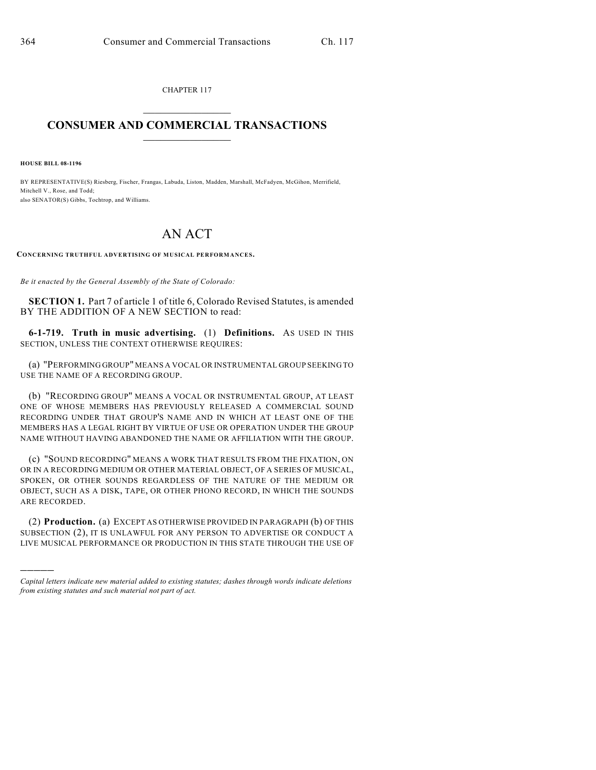CHAPTER 117

# CONSUMER AND COMMERCIAL TRANSACTIONS

**HOUSE BILL 08-1196**

BY REPRESENTATIVE(S) Riesberg, Fischer, Frangas, Labuda, Liston, Madden, Marshall, McFadyen, McGihon, Merrifield, Mitchell V., Rose, and Todd;
also SENATOR(S) Gibbs, Tochtrop, and Williams.

# AN ACT

**CONCERNING TRUTHFUL ADVERTISING OF MUSICAL PERFORMANCES.**

*Be it enacted by the General Assembly of the State of Colorado:*

**SECTION 1.** Part 7 of article 1 of title 6, Colorado Revised Statutes, is amended BY THE ADDITION OF A NEW SECTION to read:

**6-1-719. Truth in music advertising.** (1) **Definitions.** AS USED IN THIS SECTION, UNLESS THE CONTEXT OTHERWISE REQUIRES:

(a) "PERFORMING GROUP" MEANS A VOCAL OR INSTRUMENTAL GROUP SEEKING TO USE THE NAME OF A RECORDING GROUP.

(b) "RECORDING GROUP" MEANS A VOCAL OR INSTRUMENTAL GROUP, AT LEAST ONE OF WHOSE MEMBERS HAS PREVIOUSLY RELEASED A COMMERCIAL SOUND RECORDING UNDER THAT GROUP'S NAME AND IN WHICH AT LEAST ONE OF THE MEMBERS HAS A LEGAL RIGHT BY VIRTUE OF USE OR OPERATION UNDER THE GROUP NAME WITHOUT HAVING ABANDONED THE NAME OR AFFILIATION WITH THE GROUP.

(c) "SOUND RECORDING" MEANS A WORK THAT RESULTS FROM THE FIXATION, ON OR IN A RECORDING MEDIUM OR OTHER MATERIAL OBJECT, OF A SERIES OF MUSICAL, SPOKEN, OR OTHER SOUNDS REGARDLESS OF THE NATURE OF THE MEDIUM OR OBJECT, SUCH AS A DISK, TAPE, OR OTHER PHONO RECORD, IN WHICH THE SOUNDS ARE RECORDED.

(2) **Production.** (a) EXCEPT AS OTHERWISE PROVIDED IN PARAGRAPH (b) OF THIS SUBSECTION (2), IT IS UNLAWFUL FOR ANY PERSON TO ADVERTISE OR CONDUCT A LIVE MUSICAL PERFORMANCE OR PRODUCTION IN THIS STATE THROUGH THE USE OF

---

*Capital letters indicate new material added to existing statutes; dashes through words indicate deletions from existing statutes and such material not part of act.*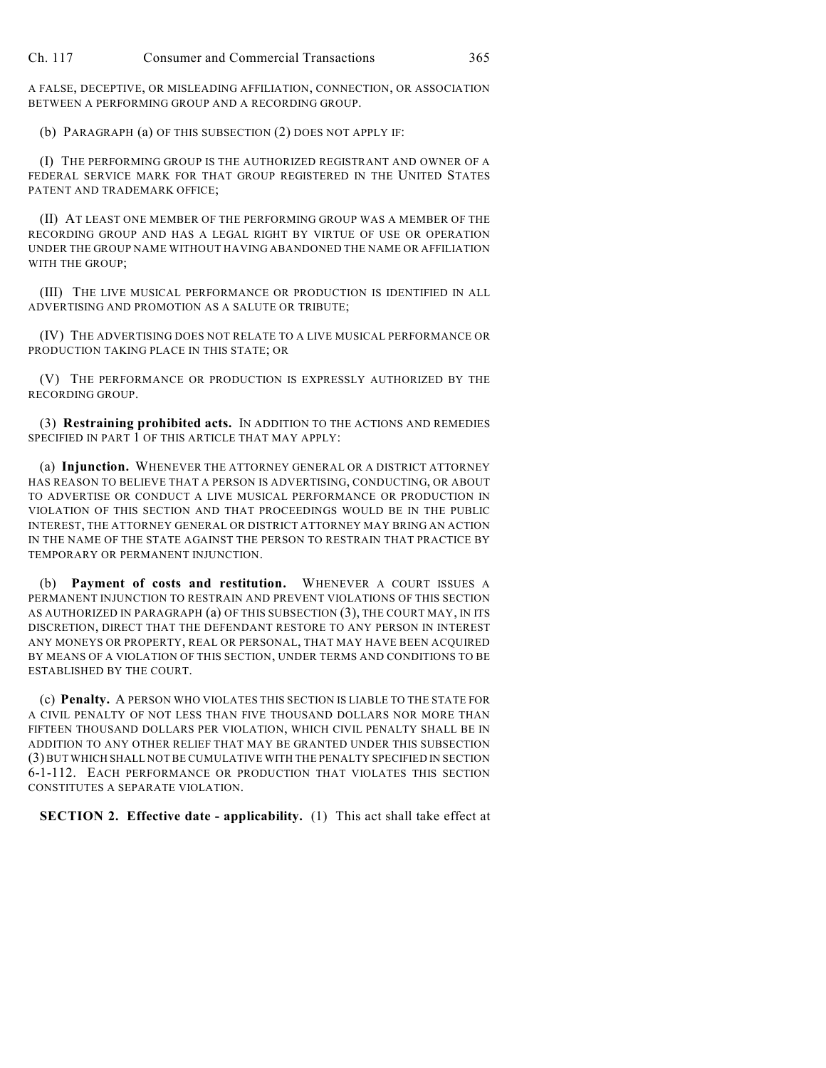A FALSE, DECEPTIVE, OR MISLEADING AFFILIATION, CONNECTION, OR ASSOCIATION BETWEEN A PERFORMING GROUP AND A RECORDING GROUP.

(b) PARAGRAPH (a) OF THIS SUBSECTION (2) DOES NOT APPLY IF:

(I) THE PERFORMING GROUP IS THE AUTHORIZED REGISTRANT AND OWNER OF A FEDERAL SERVICE MARK FOR THAT GROUP REGISTERED IN THE UNITED STATES PATENT AND TRADEMARK OFFICE;

(II) AT LEAST ONE MEMBER OF THE PERFORMING GROUP WAS A MEMBER OF THE RECORDING GROUP AND HAS A LEGAL RIGHT BY VIRTUE OF USE OR OPERATION UNDER THE GROUP NAME WITHOUT HAVING ABANDONED THE NAME OR AFFILIATION WITH THE GROUP;

(III) THE LIVE MUSICAL PERFORMANCE OR PRODUCTION IS IDENTIFIED IN ALL ADVERTISING AND PROMOTION AS A SALUTE OR TRIBUTE;

(IV) THE ADVERTISING DOES NOT RELATE TO A LIVE MUSICAL PERFORMANCE OR PRODUCTION TAKING PLACE IN THIS STATE; OR

(V) THE PERFORMANCE OR PRODUCTION IS EXPRESSLY AUTHORIZED BY THE RECORDING GROUP.

(3) **Restraining prohibited acts.** IN ADDITION TO THE ACTIONS AND REMEDIES SPECIFIED IN PART 1 OF THIS ARTICLE THAT MAY APPLY:

(a) **Injunction.** WHENEVER THE ATTORNEY GENERAL OR A DISTRICT ATTORNEY HAS REASON TO BELIEVE THAT A PERSON IS ADVERTISING, CONDUCTING, OR ABOUT TO ADVERTISE OR CONDUCT A LIVE MUSICAL PERFORMANCE OR PRODUCTION IN VIOLATION OF THIS SECTION AND THAT PROCEEDINGS WOULD BE IN THE PUBLIC INTEREST, THE ATTORNEY GENERAL OR DISTRICT ATTORNEY MAY BRING AN ACTION IN THE NAME OF THE STATE AGAINST THE PERSON TO RESTRAIN THAT PRACTICE BY TEMPORARY OR PERMANENT INJUNCTION.

(b) **Payment of costs and restitution.** WHENEVER A COURT ISSUES A PERMANENT INJUNCTION TO RESTRAIN AND PREVENT VIOLATIONS OF THIS SECTION AS AUTHORIZED IN PARAGRAPH (a) OF THIS SUBSECTION (3), THE COURT MAY, IN ITS DISCRETION, DIRECT THAT THE DEFENDANT RESTORE TO ANY PERSON IN INTEREST ANY MONEYS OR PROPERTY, REAL OR PERSONAL, THAT MAY HAVE BEEN ACQUIRED BY MEANS OF A VIOLATION OF THIS SECTION, UNDER TERMS AND CONDITIONS TO BE ESTABLISHED BY THE COURT.

(c) **Penalty.** A PERSON WHO VIOLATES THIS SECTION IS LIABLE TO THE STATE FOR A CIVIL PENALTY OF NOT LESS THAN FIVE THOUSAND DOLLARS NOR MORE THAN FIFTEEN THOUSAND DOLLARS PER VIOLATION, WHICH CIVIL PENALTY SHALL BE IN ADDITION TO ANY OTHER RELIEF THAT MAY BE GRANTED UNDER THIS SUBSECTION (3) BUT WHICH SHALL NOT BE CUMULATIVE WITH THE PENALTY SPECIFIED IN SECTION 6-1-112. EACH PERFORMANCE OR PRODUCTION THAT VIOLATES THIS SECTION CONSTITUTES A SEPARATE VIOLATION.

**SECTION 2. Effective date - applicability.** (1) This act shall take effect at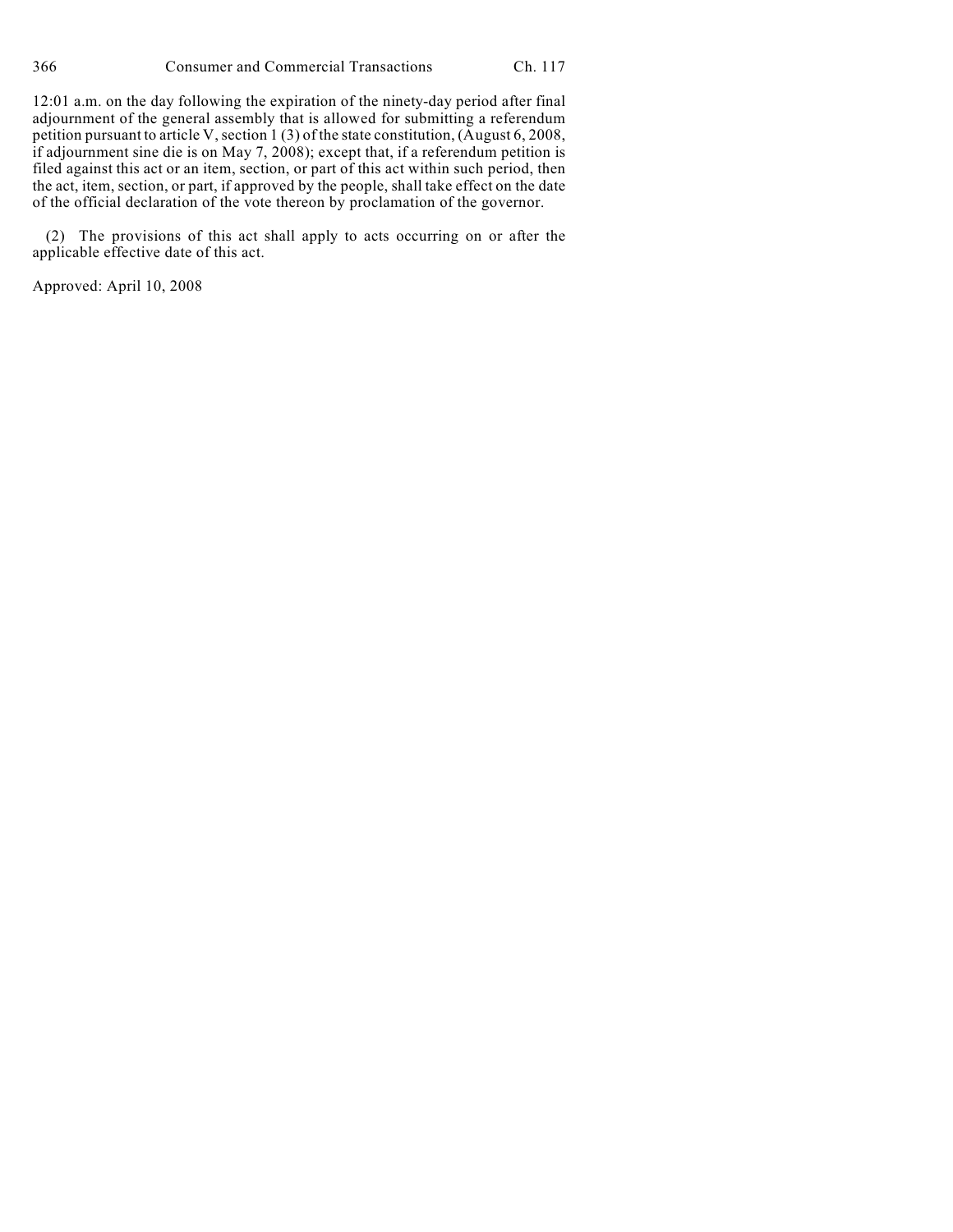12:01 a.m. on the day following the expiration of the ninety-day period after final adjournment of the general assembly that is allowed for submitting a referendum petition pursuant to article V, section 1 (3) of the state constitution, (August 6, 2008, if adjournment sine die is on May 7, 2008); except that, if a referendum petition is filed against this act or an item, section, or part of this act within such period, then the act, item, section, or part, if approved by the people, shall take effect on the date of the official declaration of the vote thereon by proclamation of the governor.

(2) The provisions of this act shall apply to acts occurring on or after the applicable effective date of this act.

Approved: April 10, 2008